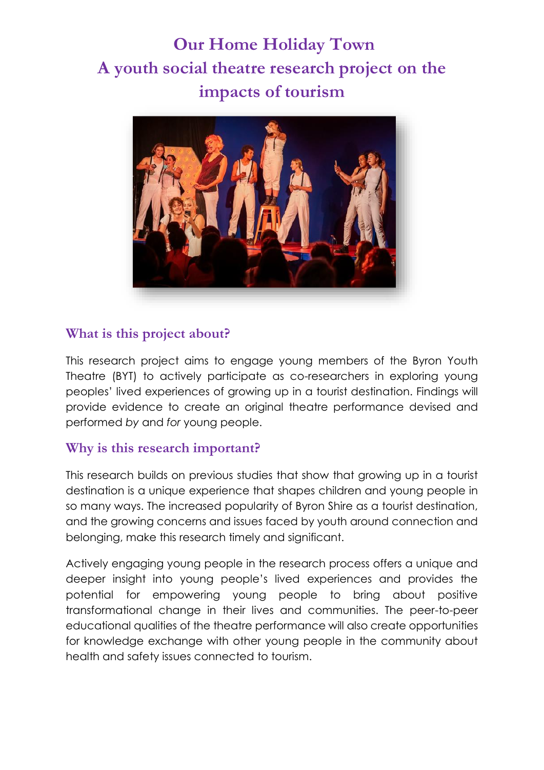# Our Home Holiday Town
# A youth social theatre research project on the impacts of tourism

## What is this project about?

This research project aims to engage young members of the Byron Youth Theatre (BYT) to actively participate as co-researchers in exploring young peoples' lived experiences of growing up in a tourist destination. Findings will provide evidence to create an original theatre performance devised and performed *by* and *for* young people.

## Why is this research important?

This research builds on previous studies that show that growing up in a tourist destination is a unique experience that shapes children and young people in so many ways. The increased popularity of Byron Shire as a tourist destination, and the growing concerns and issues faced by youth around connection and belonging, make this research timely and significant.

Actively engaging young people in the research process offers a unique and deeper insight into young people's lived experiences and provides the potential for empowering young people to bring about positive transformational change in their lives and communities. The peer-to-peer educational qualities of the theatre performance will also create opportunities for knowledge exchange with other young people in the community about health and safety issues connected to tourism.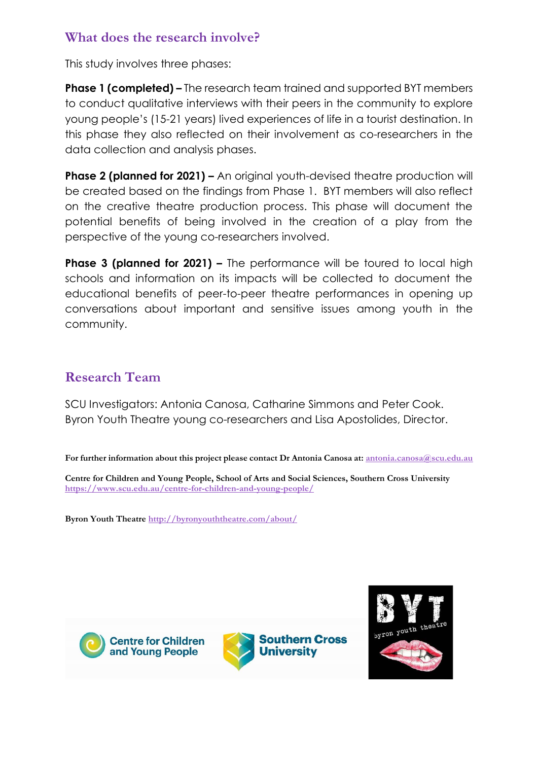## What does the research involve?

This study involves three phases:

**Phase 1 (completed) –** The research team trained and supported BYT members to conduct qualitative interviews with their peers in the community to explore young people's (15-21 years) lived experiences of life in a tourist destination. In this phase they also reflected on their involvement as co-researchers in the data collection and analysis phases.

**Phase 2 (planned for 2021) –** An original youth-devised theatre production will be created based on the findings from Phase 1. BYT members will also reflect on the creative theatre production process. This phase will document the potential benefits of being involved in the creation of a play from the perspective of the young co-researchers involved.

**Phase 3 (planned for 2021) –** The performance will be toured to local high schools and information on its impacts will be collected to document the educational benefits of peer-to-peer theatre performances in opening up conversations about important and sensitive issues among youth in the community.

## Research Team

SCU Investigators: Antonia Canosa, Catharine Simmons and Peter Cook.
Byron Youth Theatre young co-researchers and Lisa Apostolides, Director.

**For further information about this project please contact Dr Antonia Canosa at:** antonia.canosa@scu.edu.au

**Centre for Children and Young People, School of Arts and Social Sciences, Southern Cross University**
https://www.scu.edu.au/centre-for-children-and-young-people/

**Byron Youth Theatre** http://byronyouththeatre.com/about/

Centre for Children and Young People

Southern Cross University

BYT byron youth theatre